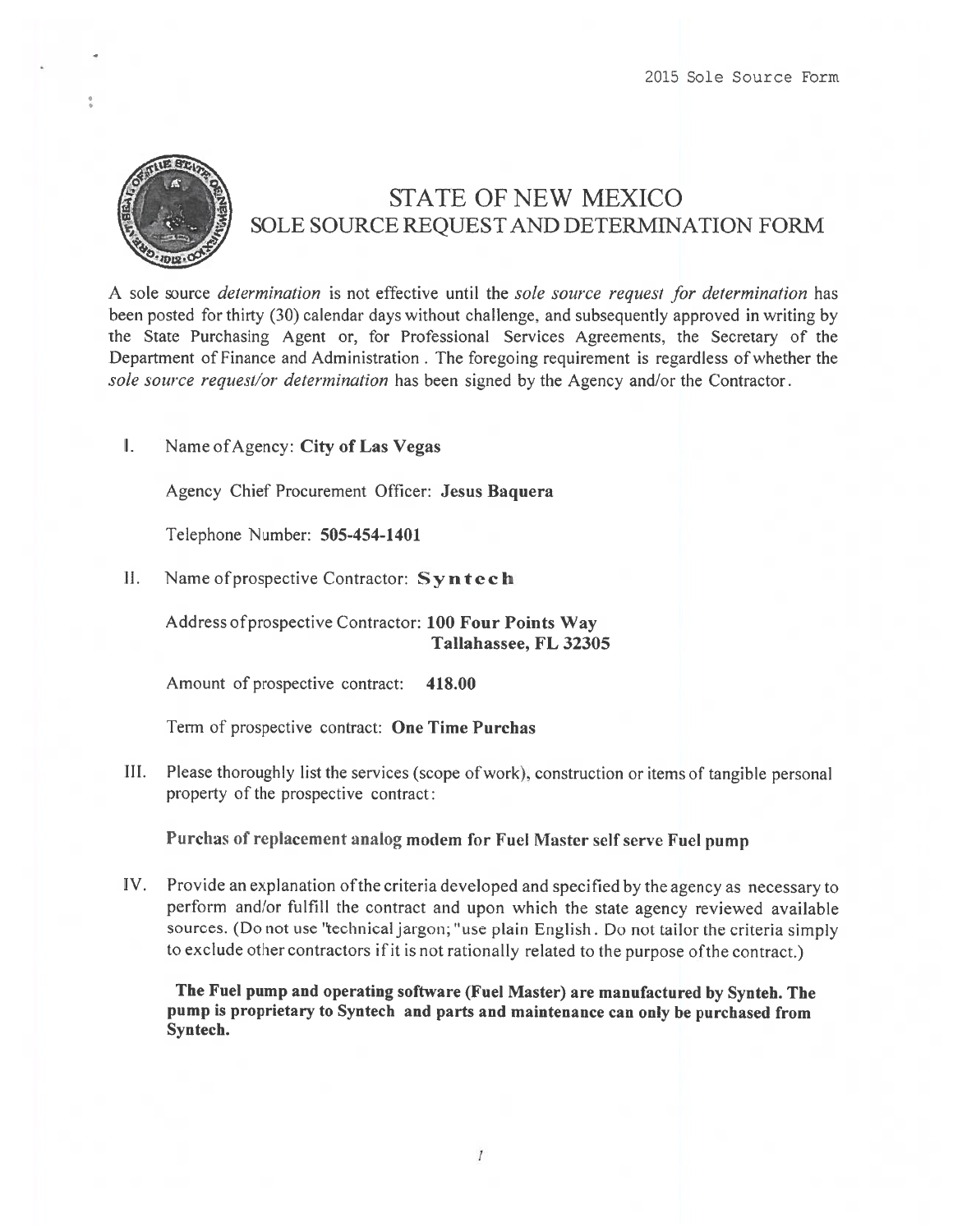2015 Sole Source Form

# STATE OF NEW MEXICO
## SOLE SOURCE REQUEST AND DETERMINATION FORM

A sole source *determination* is not effective until the *sole source request for determination* has been posted for thirty (30) calendar days without challenge, and subsequently approved in writing by the State Purchasing Agent or, for Professional Services Agreements, the Secretary of the Department of Finance and Administration . The foregoing requirement is regardless of whether the *sole source request/or determination* has been signed by the Agency and/or the Contractor.

I. Name of Agency: **City of Las Vegas**

Agency Chief Procurement Officer: **Jesus Baquera**

Telephone Number: **505-454-1401**

II. Name of prospective Contractor: **Syntech**

Address of prospective Contractor: **100 Four Points Way**
**Tallahassee, FL 32305**

Amount of prospective contract: **418.00**

Term of prospective contract: **One Time Purchas**

III. Please thoroughly list the services (scope of work), construction or items of tangible personal property of the prospective contract:

**Purchas of replacement analog modem for Fuel Master self serve Fuel pump**

IV. Provide an explanation of the criteria developed and specified by the agency as necessary to perform and/or fulfill the contract and upon which the state agency reviewed available sources. (Do not use "technical jargon; "use plain English. Do not tailor the criteria simply to exclude other contractors if it is not rationally related to the purpose of the contract.)

**The Fuel pump and operating software (Fuel Master) are manufactured by Synteh. The pump is proprietary to Syntech and parts and maintenance can only be purchased from Syntech.**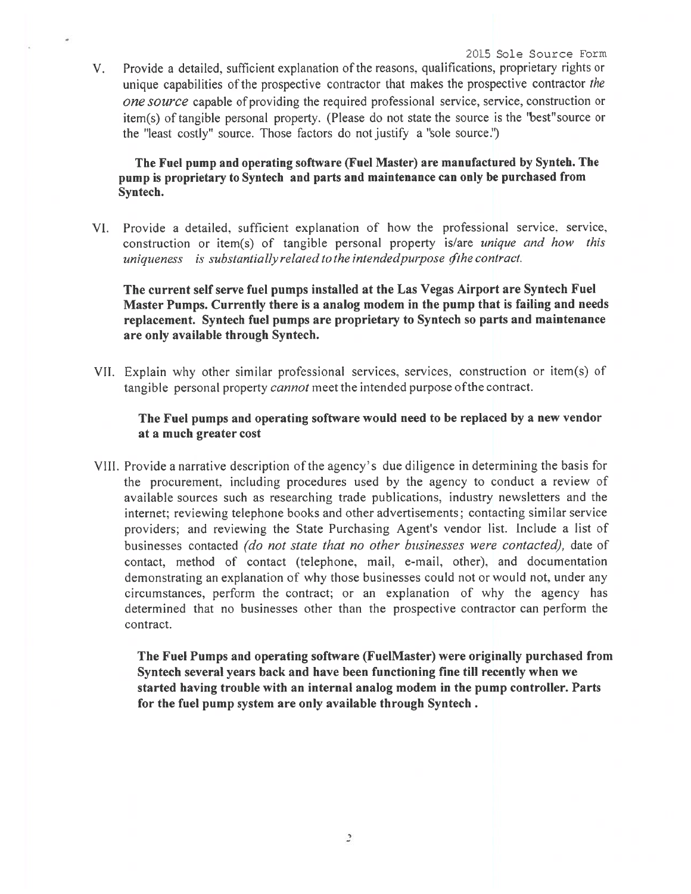V. Provide a detailed, sufficient explanation of the reasons, qualifications, proprietary rights or unique capabilities of the prospective contractor that makes the prospective contractor *the one source* capable of providing the required professional service, service, construction or item(s) of tangible personal property. (Please do not state the source is the "best" source or the "least costly" source. Those factors do not justify a "sole source.")

**The Fuel pump and operating software (Fuel Master) are manufactured by Synteh. The pump is proprietary to Syntech and parts and maintenance can only be purchased from Syntech.**

VI. Provide a detailed, sufficient explanation of how the professional service, service, construction or item(s) of tangible personal property is/are *unique and how this uniqueness is substantially related to the intended purpose of the contract.*

**The current self serve fuel pumps installed at the Las Vegas Airport are Syntech Fuel Master Pumps. Currently there is a analog modem in the pump that is failing and needs replacement. Syntech fuel pumps are proprietary to Syntech so parts and maintenance are only available through Syntech.**

VII. Explain why other similar professional services, services, construction or item(s) of tangible personal property *cannot* meet the intended purpose of the contract.

**The Fuel pumps and operating software would need to be replaced by a new vendor at a much greater cost**

VIII. Provide a narrative description of the agency's due diligence in determining the basis for the procurement, including procedures used by the agency to conduct a review of available sources such as researching trade publications, industry newsletters and the internet; reviewing telephone books and other advertisements; contacting similar service providers; and reviewing the State Purchasing Agent's vendor list. Include a list of businesses contacted *(do not state that no other businesses were contacted),* date of contact, method of contact (telephone, mail, e-mail, other), and documentation demonstrating an explanation of why those businesses could not or would not, under any circumstances, perform the contract; or an explanation of why the agency has determined that no businesses other than the prospective contractor can perform the contract.

**The Fuel Pumps and operating software (FuelMaster) were originally purchased from Syntech several years back and have been functioning fine till recently when we started having trouble with an internal analog modem in the pump controller. Parts for the fuel pump system are only available through Syntech .**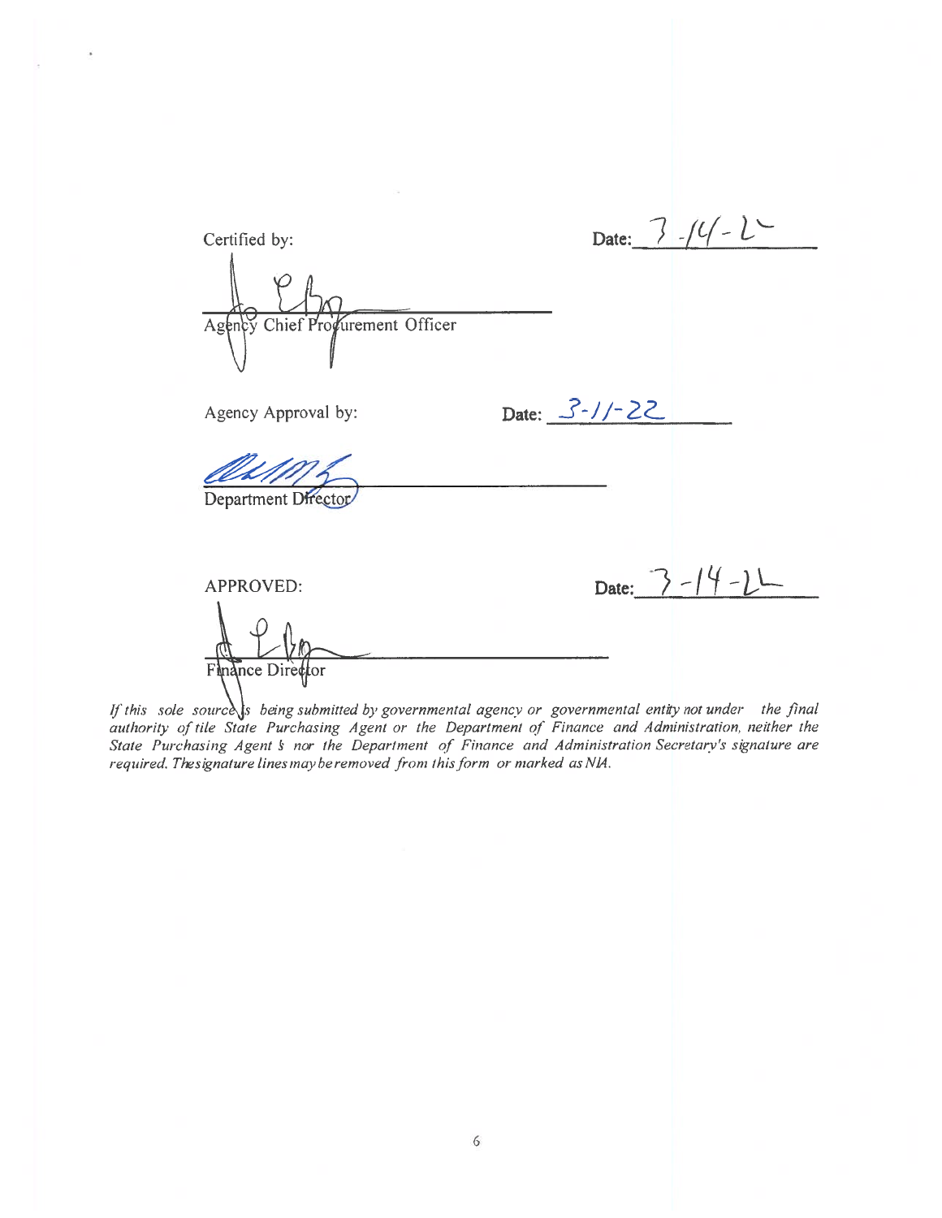Certified by: Date: 3-14-22

Agency Chief Procurement Officer

Agency Approval by: Date: 3-11-22

Department Director

APPROVED: Date: 3-14-22

Finance Director

*If this sole source is being submitted by governmental agency or governmental entity not under the final authority of tile State Purchasing Agent or the Department of Finance and Administration, neither the State Purchasing Agent's nor the Department of Finance and Administration Secretary's signature are required. The signature lines may be removed from this form or marked as N/A.*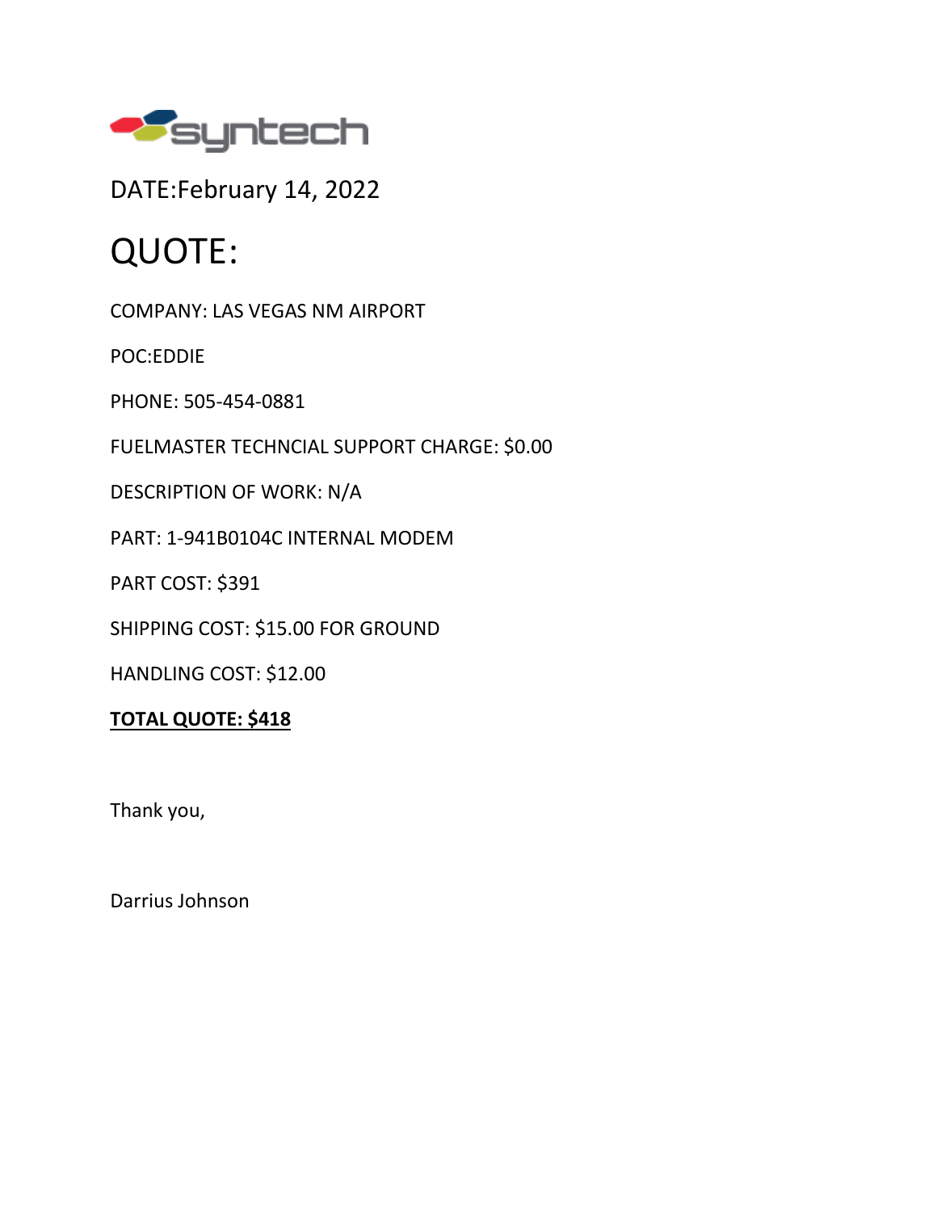syntech

DATE:February 14, 2022

# QUOTE:

COMPANY: LAS VEGAS NM AIRPORT

POC:EDDIE

PHONE: 505-454-0881

FUELMASTER TECHNCIAL SUPPORT CHARGE: $0.00

DESCRIPTION OF WORK: N/A

PART: 1-941B0104C INTERNAL MODEM

PART COST: $391

SHIPPING COST: $15.00 FOR GROUND

HANDLING COST: $12.00

**TOTAL QUOTE: $418**

Thank you,

Darrius Johnson